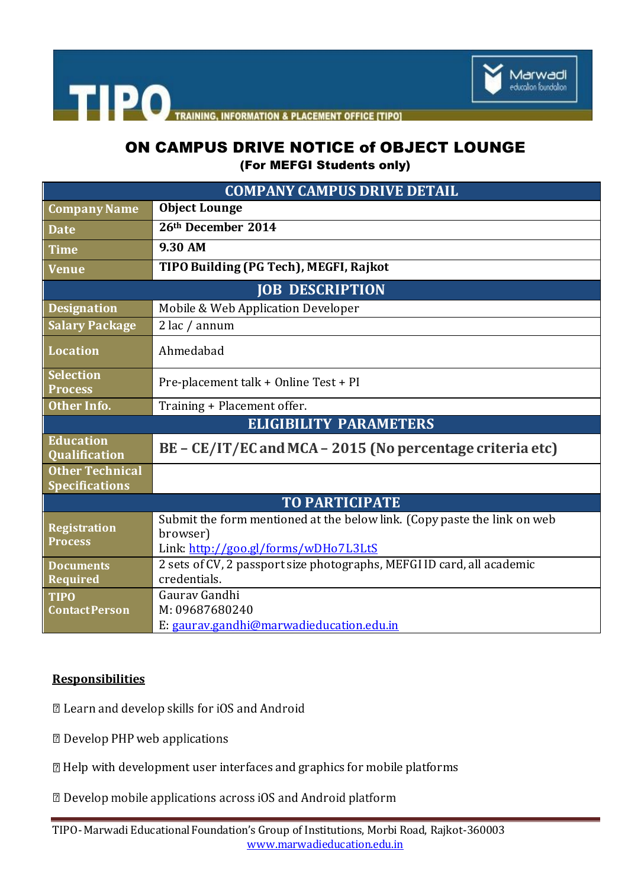TIPO TRAINING, INFORMATION & PLACEMENT OFFICE [TIPO]

Marwadi education foundation

# ON CAMPUS DRIVE NOTICE of OBJECT LOUNGE

**(For MEFGI Students only)**

| | |
|---|---|
| **COMPANY CAMPUS DRIVE DETAIL** | |
| **Company Name** | **Object Lounge** |
| **Date** | **26th December 2014** |
| **Time** | **9.30 AM** |
| **Venue** | **TIPO Building (PG Tech), MEGFI, Rajkot** |
| **JOB DESCRIPTION** | |
| **Designation** | Mobile & Web Application Developer |
| **Salary Package** | 2 lac / annum |
| **Location** | Ahmedabad |
| **Selection Process** | Pre-placement talk + Online Test + PI |
| **Other Info.** | Training + Placement offer. |
| **ELIGIBILITY PARAMETERS** | |
| **Education Qualification** | **BE – CE/IT/EC and MCA – 2015 (No percentage criteria etc)** |
| **Other Technical Specifications** | |
| **TO PARTICIPATE** | |
| **Registration Process** | Submit the form mentioned at the below link. (Copy paste the link on web browser) Link: http://goo.gl/forms/wDHo7L3LtS |
| **Documents Required** | 2 sets of CV, 2 passport size photographs, MEFGI ID card, all academic credentials. |
| **TIPO Contact Person** | Gaurav Gandhi<br>M: 09687680240<br>E: gaurav.gandhi@marwadieducation.edu.in |

**Responsibilities**

- Learn and develop skills for iOS and Android
- Develop PHP web applications
- Help with development user interfaces and graphics for mobile platforms
- Develop mobile applications across iOS and Android platform

TIPO- Marwadi Educational Foundation's Group of Institutions, Morbi Road, Rajkot-360003
www.marwadieducation.edu.in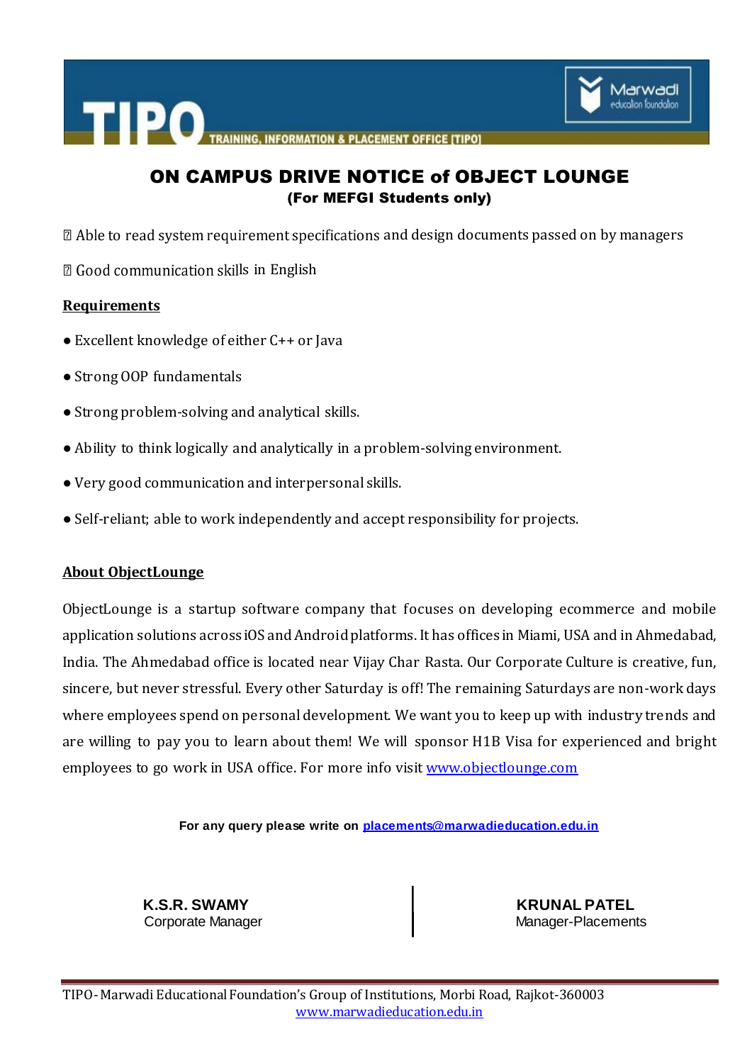# ON CAMPUS DRIVE NOTICE of OBJECT LOUNGE

**(For MEFGI Students only)**

 Able to read system requirement specifications and design documents passed on by managers

 Good communication skills in English

**Requirements**

- Excellent knowledge of either C++ or Java
- Strong OOP fundamentals
- Strong problem-solving and analytical skills.
- Ability to think logically and analytically in a problem-solving environment.
- Very good communication and interpersonal skills.
- Self-reliant; able to work independently and accept responsibility for projects.

**About ObjectLounge**

ObjectLounge is a startup software company that focuses on developing ecommerce and mobile application solutions across iOS and Android platforms. It has offices in Miami, USA and in Ahmedabad, India. The Ahmedabad office is located near Vijay Char Rasta. Our Corporate Culture is creative, fun, sincere, but never stressful. Every other Saturday is off! The remaining Saturdays are non-work days where employees spend on personal development. We want you to keep up with industry trends and are willing to pay you to learn about them! We will sponsor H1B Visa for experienced and bright employees to go work in USA office. For more info visit www.objectlounge.com

**For any query please write on placements@marwadieducation.edu.in**

**K.S.R. SWAMY**
Corporate Manager

**KRUNAL PATEL**
Manager-Placements